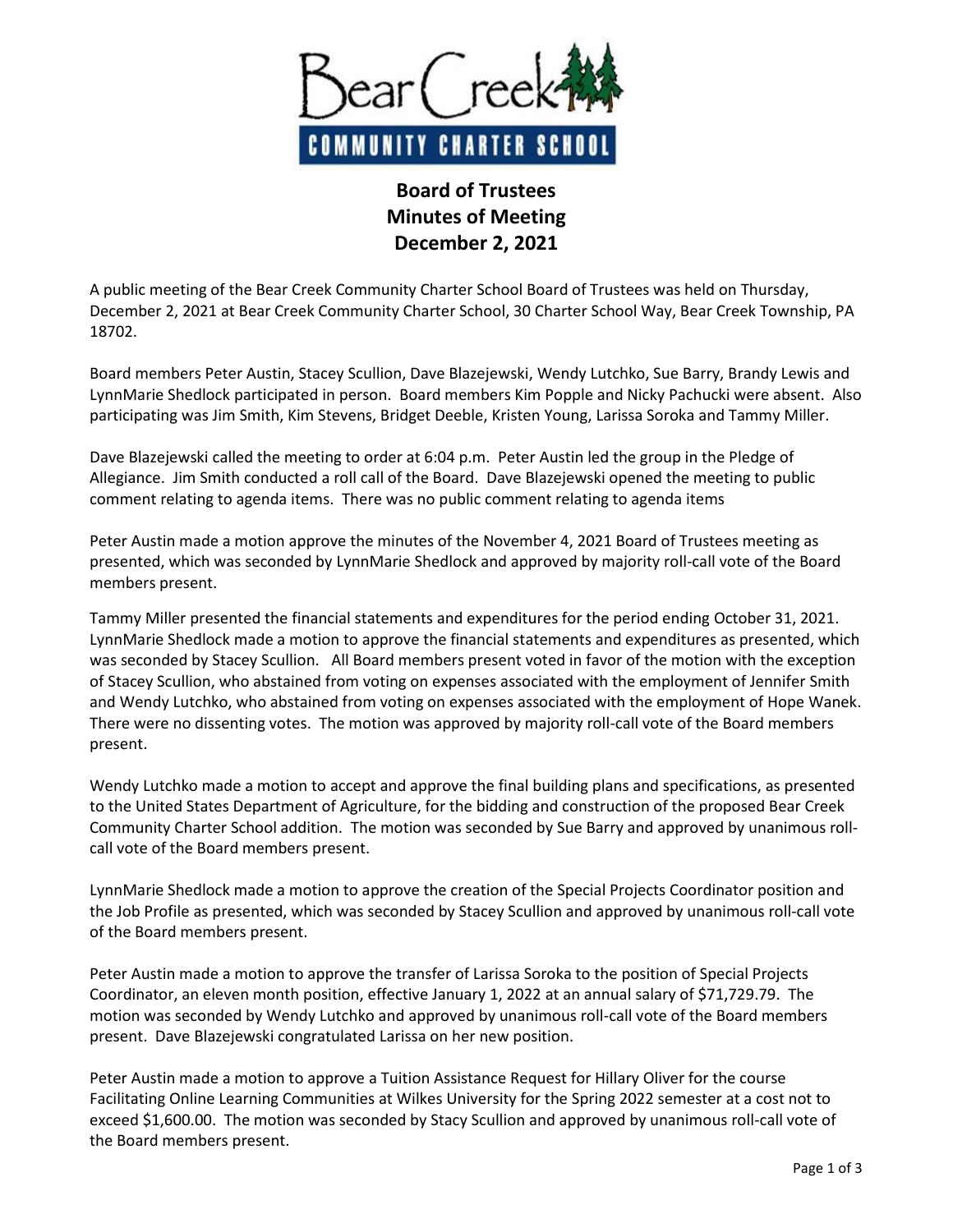# Board of Trustees
# Minutes of Meeting
# December 2, 2021

A public meeting of the Bear Creek Community Charter School Board of Trustees was held on Thursday, December 2, 2021 at Bear Creek Community Charter School, 30 Charter School Way, Bear Creek Township, PA 18702.

Board members Peter Austin, Stacey Scullion, Dave Blazejewski, Wendy Lutchko, Sue Barry, Brandy Lewis and LynnMarie Shedlock participated in person. Board members Kim Popple and Nicky Pachucki were absent. Also participating was Jim Smith, Kim Stevens, Bridget Deeble, Kristen Young, Larissa Soroka and Tammy Miller.

Dave Blazejewski called the meeting to order at 6:04 p.m. Peter Austin led the group in the Pledge of Allegiance. Jim Smith conducted a roll call of the Board. Dave Blazejewski opened the meeting to public comment relating to agenda items. There was no public comment relating to agenda items

Peter Austin made a motion approve the minutes of the November 4, 2021 Board of Trustees meeting as presented, which was seconded by LynnMarie Shedlock and approved by majority roll-call vote of the Board members present.

Tammy Miller presented the financial statements and expenditures for the period ending October 31, 2021. LynnMarie Shedlock made a motion to approve the financial statements and expenditures as presented, which was seconded by Stacey Scullion. All Board members present voted in favor of the motion with the exception of Stacey Scullion, who abstained from voting on expenses associated with the employment of Jennifer Smith and Wendy Lutchko, who abstained from voting on expenses associated with the employment of Hope Wanek. There were no dissenting votes. The motion was approved by majority roll-call vote of the Board members present.

Wendy Lutchko made a motion to accept and approve the final building plans and specifications, as presented to the United States Department of Agriculture, for the bidding and construction of the proposed Bear Creek Community Charter School addition. The motion was seconded by Sue Barry and approved by unanimous roll-call vote of the Board members present.

LynnMarie Shedlock made a motion to approve the creation of the Special Projects Coordinator position and the Job Profile as presented, which was seconded by Stacey Scullion and approved by unanimous roll-call vote of the Board members present.

Peter Austin made a motion to approve the transfer of Larissa Soroka to the position of Special Projects Coordinator, an eleven month position, effective January 1, 2022 at an annual salary of $71,729.79. The motion was seconded by Wendy Lutchko and approved by unanimous roll-call vote of the Board members present. Dave Blazejewski congratulated Larissa on her new position.

Peter Austin made a motion to approve a Tuition Assistance Request for Hillary Oliver for the course Facilitating Online Learning Communities at Wilkes University for the Spring 2022 semester at a cost not to exceed $1,600.00. The motion was seconded by Stacy Scullion and approved by unanimous roll-call vote of the Board members present.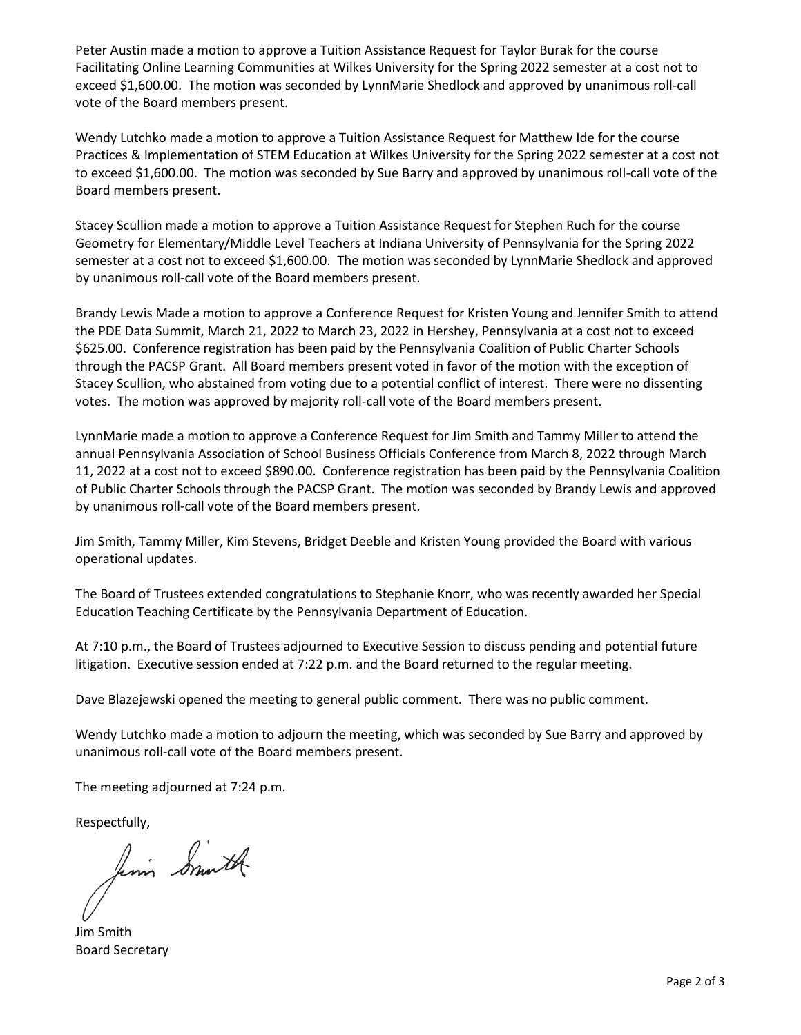Peter Austin made a motion to approve a Tuition Assistance Request for Taylor Burak for the course Facilitating Online Learning Communities at Wilkes University for the Spring 2022 semester at a cost not to exceed $1,600.00. The motion was seconded by LynnMarie Shedlock and approved by unanimous roll-call vote of the Board members present.

Wendy Lutchko made a motion to approve a Tuition Assistance Request for Matthew Ide for the course Practices & Implementation of STEM Education at Wilkes University for the Spring 2022 semester at a cost not to exceed $1,600.00. The motion was seconded by Sue Barry and approved by unanimous roll-call vote of the Board members present.

Stacey Scullion made a motion to approve a Tuition Assistance Request for Stephen Ruch for the course Geometry for Elementary/Middle Level Teachers at Indiana University of Pennsylvania for the Spring 2022 semester at a cost not to exceed $1,600.00. The motion was seconded by LynnMarie Shedlock and approved by unanimous roll-call vote of the Board members present.

Brandy Lewis Made a motion to approve a Conference Request for Kristen Young and Jennifer Smith to attend the PDE Data Summit, March 21, 2022 to March 23, 2022 in Hershey, Pennsylvania at a cost not to exceed $625.00. Conference registration has been paid by the Pennsylvania Coalition of Public Charter Schools through the PACSP Grant. All Board members present voted in favor of the motion with the exception of Stacey Scullion, who abstained from voting due to a potential conflict of interest. There were no dissenting votes. The motion was approved by majority roll-call vote of the Board members present.

LynnMarie made a motion to approve a Conference Request for Jim Smith and Tammy Miller to attend the annual Pennsylvania Association of School Business Officials Conference from March 8, 2022 through March 11, 2022 at a cost not to exceed $890.00. Conference registration has been paid by the Pennsylvania Coalition of Public Charter Schools through the PACSP Grant. The motion was seconded by Brandy Lewis and approved by unanimous roll-call vote of the Board members present.

Jim Smith, Tammy Miller, Kim Stevens, Bridget Deeble and Kristen Young provided the Board with various operational updates.

The Board of Trustees extended congratulations to Stephanie Knorr, who was recently awarded her Special Education Teaching Certificate by the Pennsylvania Department of Education.

At 7:10 p.m., the Board of Trustees adjourned to Executive Session to discuss pending and potential future litigation. Executive session ended at 7:22 p.m. and the Board returned to the regular meeting.

Dave Blazejewski opened the meeting to general public comment. There was no public comment.

Wendy Lutchko made a motion to adjourn the meeting, which was seconded by Sue Barry and approved by unanimous roll-call vote of the Board members present.

The meeting adjourned at 7:24 p.m.

Respectfully,

Jim Smith
Board Secretary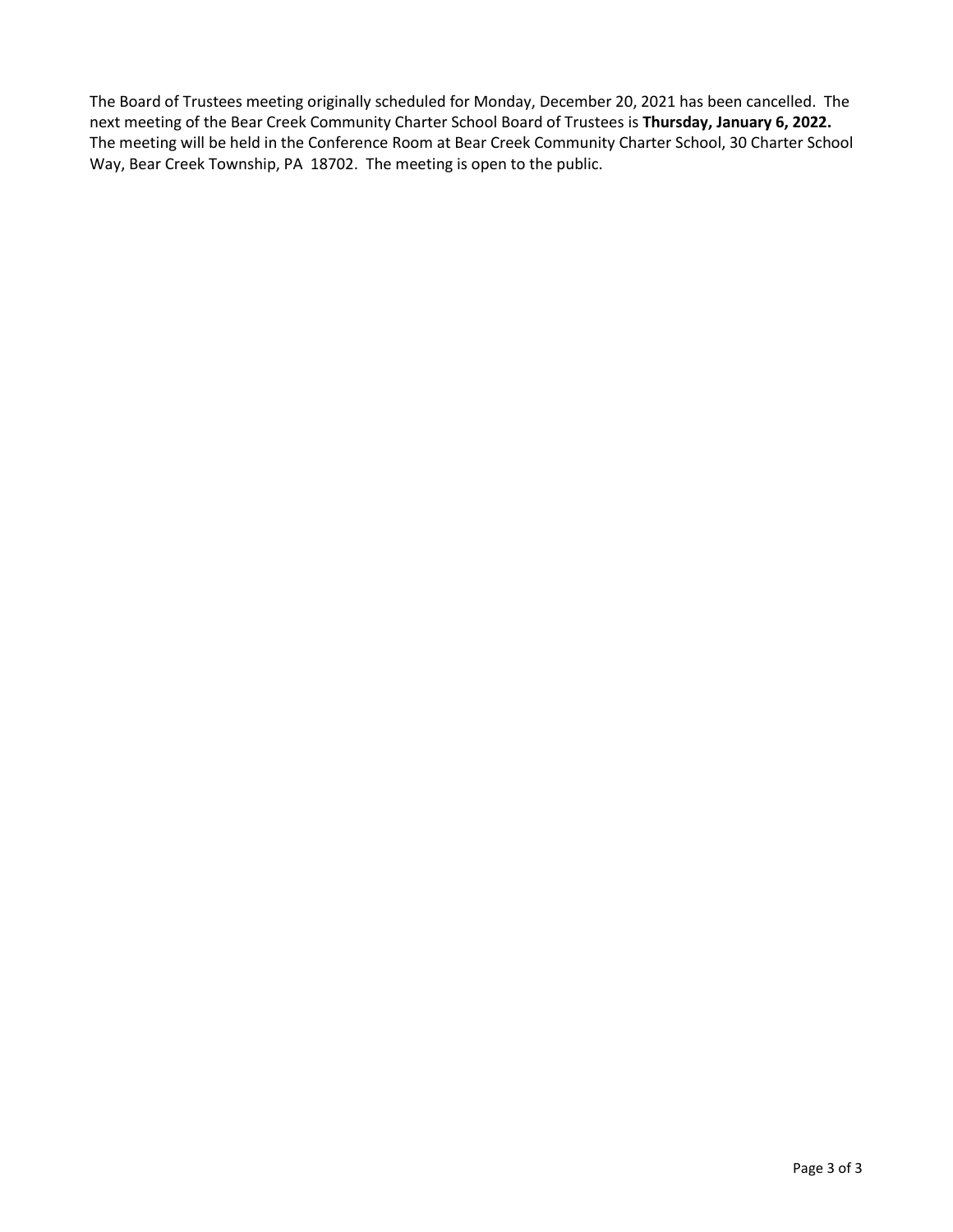The Board of Trustees meeting originally scheduled for Monday, December 20, 2021 has been cancelled. The next meeting of the Bear Creek Community Charter School Board of Trustees is **Thursday, January 6, 2022.** The meeting will be held in the Conference Room at Bear Creek Community Charter School, 30 Charter School Way, Bear Creek Township, PA 18702. The meeting is open to the public.